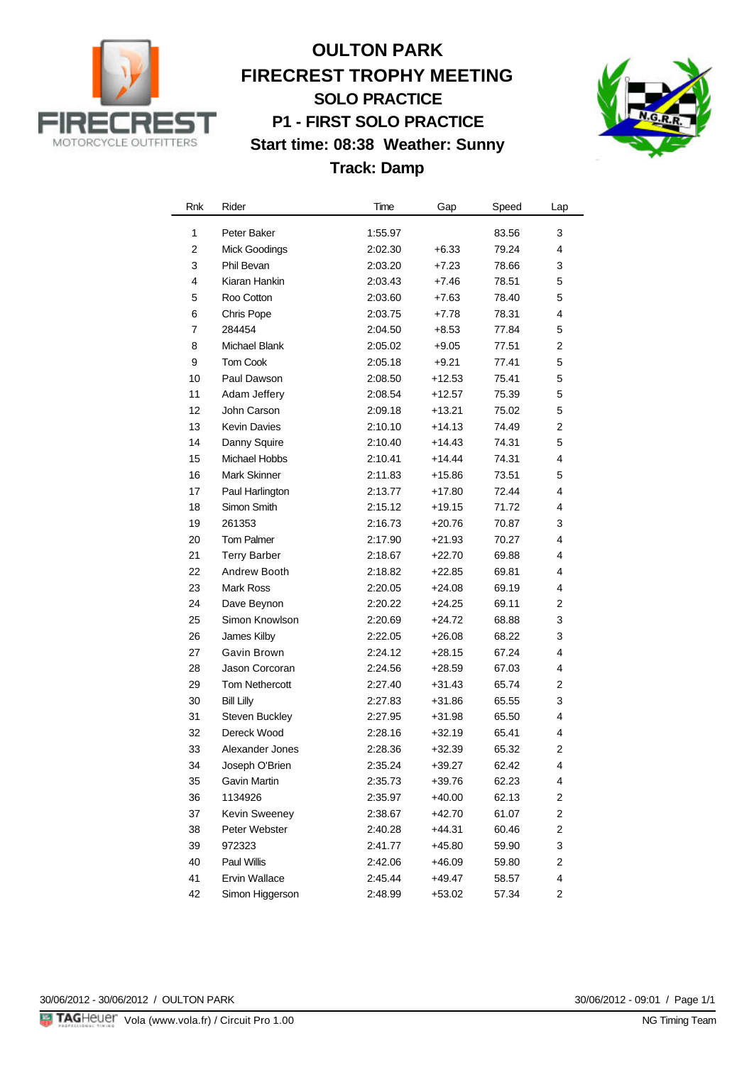# OULTON PARK
# FIRECREST TROPHY MEETING
## SOLO PRACTICE
## P1 - FIRST SOLO PRACTICE
## Start time: 08:38 Weather: Sunny
## Track: Damp

| Rnk | Rider | Time | Gap | Speed | Lap |
|---|---|---|---|---|---|
| 1 | Peter Baker | 1:55.97 | | 83.56 | 3 |
| 2 | Mick Goodings | 2:02.30 | +6.33 | 79.24 | 4 |
| 3 | Phil Bevan | 2:03.20 | +7.23 | 78.66 | 3 |
| 4 | Kiaran Hankin | 2:03.43 | +7.46 | 78.51 | 5 |
| 5 | Roo Cotton | 2:03.60 | +7.63 | 78.40 | 5 |
| 6 | Chris Pope | 2:03.75 | +7.78 | 78.31 | 4 |
| 7 | 284454 | 2:04.50 | +8.53 | 77.84 | 5 |
| 8 | Michael Blank | 2:05.02 | +9.05 | 77.51 | 2 |
| 9 | Tom Cook | 2:05.18 | +9.21 | 77.41 | 5 |
| 10 | Paul Dawson | 2:08.50 | +12.53 | 75.41 | 5 |
| 11 | Adam Jeffery | 2:08.54 | +12.57 | 75.39 | 5 |
| 12 | John Carson | 2:09.18 | +13.21 | 75.02 | 5 |
| 13 | Kevin Davies | 2:10.10 | +14.13 | 74.49 | 2 |
| 14 | Danny Squire | 2:10.40 | +14.43 | 74.31 | 5 |
| 15 | Michael Hobbs | 2:10.41 | +14.44 | 74.31 | 4 |
| 16 | Mark Skinner | 2:11.83 | +15.86 | 73.51 | 5 |
| 17 | Paul Harlington | 2:13.77 | +17.80 | 72.44 | 4 |
| 18 | Simon Smith | 2:15.12 | +19.15 | 71.72 | 4 |
| 19 | 261353 | 2:16.73 | +20.76 | 70.87 | 3 |
| 20 | Tom Palmer | 2:17.90 | +21.93 | 70.27 | 4 |
| 21 | Terry Barber | 2:18.67 | +22.70 | 69.88 | 4 |
| 22 | Andrew Booth | 2:18.82 | +22.85 | 69.81 | 4 |
| 23 | Mark Ross | 2:20.05 | +24.08 | 69.19 | 4 |
| 24 | Dave Beynon | 2:20.22 | +24.25 | 69.11 | 2 |
| 25 | Simon Knowlson | 2:20.69 | +24.72 | 68.88 | 3 |
| 26 | James Kilby | 2:22.05 | +26.08 | 68.22 | 3 |
| 27 | Gavin Brown | 2:24.12 | +28.15 | 67.24 | 4 |
| 28 | Jason Corcoran | 2:24.56 | +28.59 | 67.03 | 4 |
| 29 | Tom Nethercott | 2:27.40 | +31.43 | 65.74 | 2 |
| 30 | Bill Lilly | 2:27.83 | +31.86 | 65.55 | 3 |
| 31 | Steven Buckley | 2:27.95 | +31.98 | 65.50 | 4 |
| 32 | Dereck Wood | 2:28.16 | +32.19 | 65.41 | 4 |
| 33 | Alexander Jones | 2:28.36 | +32.39 | 65.32 | 2 |
| 34 | Joseph O'Brien | 2:35.24 | +39.27 | 62.42 | 4 |
| 35 | Gavin Martin | 2:35.73 | +39.76 | 62.23 | 4 |
| 36 | 1134926 | 2:35.97 | +40.00 | 62.13 | 2 |
| 37 | Kevin Sweeney | 2:38.67 | +42.70 | 61.07 | 2 |
| 38 | Peter Webster | 2:40.28 | +44.31 | 60.46 | 2 |
| 39 | 972323 | 2:41.77 | +45.80 | 59.90 | 3 |
| 40 | Paul Willis | 2:42.06 | +46.09 | 59.80 | 2 |
| 41 | Ervin Wallace | 2:45.44 | +49.47 | 58.57 | 4 |
| 42 | Simon Higgerson | 2:48.99 | +53.02 | 57.34 | 2 |

30/06/2012 - 30/06/2012 / OULTON PARK — 30/06/2012 - 09:01

Vola (www.vola.fr) / Circuit Pro 1.00 — NG Timing Team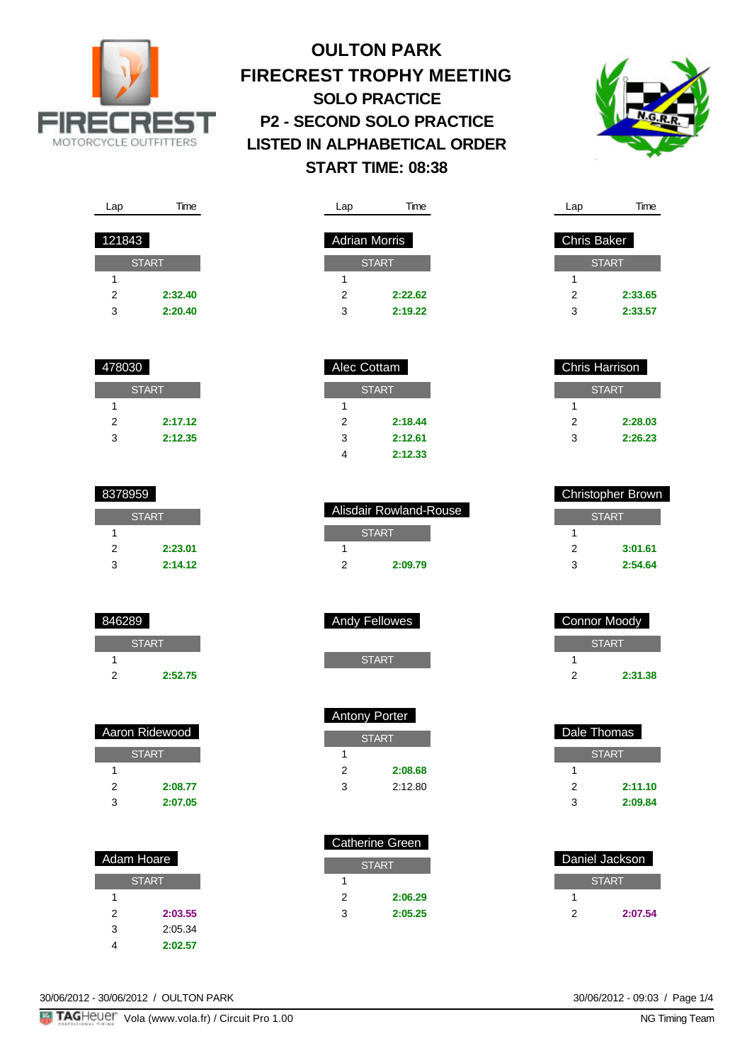# OULTON PARK

# FIRECREST TROPHY MEETING

## SOLO PRACTICE

## P2 - SECOND SOLO PRACTICE

## LISTED IN ALPHABETICAL ORDER

## START TIME: 08:38

### 121843

| Lap | Time |
|---|---|
| START | |
| 1 | |
| 2 | **2:32.40** |
| 3 | **2:20.40** |

### 478030

| Lap | Time |
|---|---|
| START | |
| 1 | |
| 2 | **2:17.12** |
| 3 | **2:12.35** |

### 8378959

| Lap | Time |
|---|---|
| START | |
| 1 | |
| 2 | **2:23.01** |
| 3 | **2:14.12** |

### 846289

| Lap | Time |
|---|---|
| START | |
| 1 | |
| 2 | **2:52.75** |

### Aaron Ridewood

| Lap | Time |
|---|---|
| START | |
| 1 | |
| 2 | **2:08.77** |
| 3 | **2:07.05** |

### Adam Hoare

| Lap | Time |
|---|---|
| START | |
| 1 | |
| 2 | **2:03.55** |
| 3 | 2:05.34 |
| 4 | **2:02.57** |

### Adrian Morris

| Lap | Time |
|---|---|
| START | |
| 1 | |
| 2 | **2:22.62** |
| 3 | **2:19.22** |

### Alec Cottam

| Lap | Time |
|---|---|
| START | |
| 1 | |
| 2 | **2:18.44** |
| 3 | **2:12.61** |
| 4 | **2:12.33** |

### Alisdair Rowland-Rouse

| Lap | Time |
|---|---|
| START | |
| 1 | |
| 2 | **2:09.79** |

### Andy Fellowes

| Lap | Time |
|---|---|
| START | |

### Antony Porter

| Lap | Time |
|---|---|
| START | |
| 1 | |
| 2 | **2:08.68** |
| 3 | 2:12.80 |

### Catherine Green

| Lap | Time |
|---|---|
| START | |
| 1 | |
| 2 | **2:06.29** |
| 3 | **2:05.25** |

### Chris Baker

| Lap | Time |
|---|---|
| START | |
| 1 | |
| 2 | **2:33.65** |
| 3 | **2:33.57** |

### Chris Harrison

| Lap | Time |
|---|---|
| START | |
| 1 | |
| 2 | **2:28.03** |
| 3 | **2:26.23** |

### Christopher Brown

| Lap | Time |
|---|---|
| START | |
| 1 | |
| 2 | **3:01.61** |
| 3 | **2:54.64** |

### Connor Moody

| Lap | Time |
|---|---|
| START | |
| 1 | |
| 2 | **2:31.38** |

### Dale Thomas

| Lap | Time |
|---|---|
| START | |
| 1 | |
| 2 | **2:11.10** |
| 3 | **2:09.84** |

### Daniel Jackson

| Lap | Time |
|---|---|
| START | |
| 1 | |
| 2 | **2:07.54** |

30/06/2012 - 30/06/2012 / OULTON PARK

30/06/2012 - 09:03

Vola (www.vola.fr) / Circuit Pro 1.00

NG Timing Team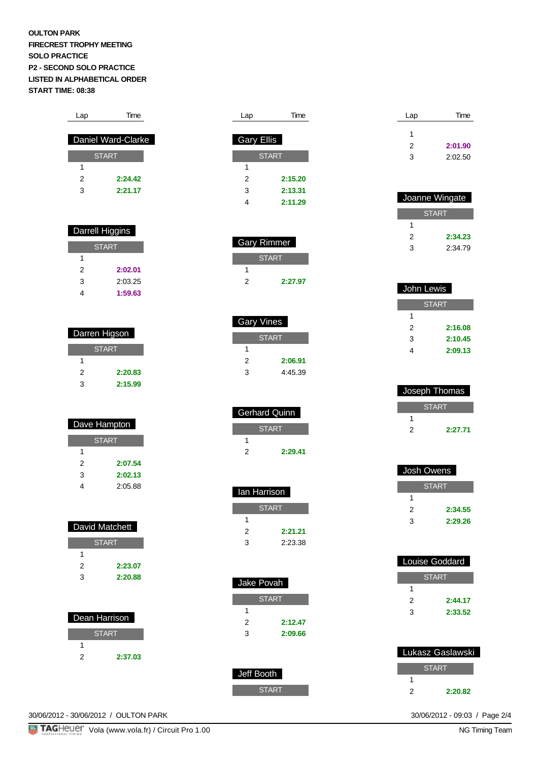**OULTON PARK**
**FIRECREST TROPHY MEETING**
**SOLO PRACTICE**
**P2 - SECOND SOLO PRACTICE**
**LISTED IN ALPHABETICAL ORDER**
**START TIME: 08:38**

### Daniel Ward-Clarke

| Lap | Time |
|---|---|
| START | |
| 1 | |
| 2 | **2:24.42** |
| 3 | **2:21.17** |

### Darrell Higgins

| Lap | Time |
|---|---|
| START | |
| 1 | |
| 2 | **2:02.01** |
| 3 | 2:03.25 |
| 4 | **1:59.63** |

### Darren Higson

| Lap | Time |
|---|---|
| START | |
| 1 | |
| 2 | **2:20.83** |
| 3 | **2:15.99** |

### Dave Hampton

| Lap | Time |
|---|---|
| START | |
| 1 | |
| 2 | **2:07.54** |
| 3 | **2:02.13** |
| 4 | 2:05.88 |

### David Matchett

| Lap | Time |
|---|---|
| START | |
| 1 | |
| 2 | **2:23.07** |
| 3 | **2:20.88** |

### Dean Harrison

| Lap | Time |
|---|---|
| START | |
| 1 | |
| 2 | **2:37.03** |

### Gary Ellis

| Lap | Time |
|---|---|
| START | |
| 1 | |
| 2 | **2:15.20** |
| 3 | **2:13.31** |
| 4 | **2:11.29** |

### Gary Rimmer

| Lap | Time |
|---|---|
| START | |
| 1 | |
| 2 | **2:27.97** |

### Gary Vines

| Lap | Time |
|---|---|
| START | |
| 1 | |
| 2 | **2:06.91** |
| 3 | 4:45.39 |

### Gerhard Quinn

| Lap | Time |
|---|---|
| START | |
| 1 | |
| 2 | **2:29.41** |

### Ian Harrison

| Lap | Time |
|---|---|
| START | |
| 1 | |
| 2 | **2:21.21** |
| 3 | 2:23.38 |

### Jake Povah

| Lap | Time |
|---|---|
| START | |
| 1 | |
| 2 | **2:12.47** |
| 3 | **2:09.66** |

### Jeff Booth

| Lap | Time |
|---|---|
| START | |
| 1 | |
| 2 | **2:01.90** |
| 3 | 2:02.50 |

### Joanne Wingate

| Lap | Time |
|---|---|
| START | |
| 1 | |
| 2 | **2:34.23** |
| 3 | 2:34.79 |

### John Lewis

| Lap | Time |
|---|---|
| START | |
| 1 | |
| 2 | **2:16.08** |
| 3 | **2:10.45** |
| 4 | **2:09.13** |

### Joseph Thomas

| Lap | Time |
|---|---|
| START | |
| 1 | |
| 2 | **2:27.71** |

### Josh Owens

| Lap | Time |
|---|---|
| START | |
| 1 | |
| 2 | **2:34.55** |
| 3 | **2:29.26** |

### Louise Goddard

| Lap | Time |
|---|---|
| START | |
| 1 | |
| 2 | **2:44.17** |
| 3 | **2:33.52** |

### Lukasz Gaslawski

| Lap | Time |
|---|---|
| START | |
| 1 | |
| 2 | **2:20.82** |

30/06/2012 - 30/06/2012 / OULTON PARK
30/06/2012 - 09:03
TAGHeuer Vola (www.vola.fr) / Circuit Pro 1.00
NG Timing Team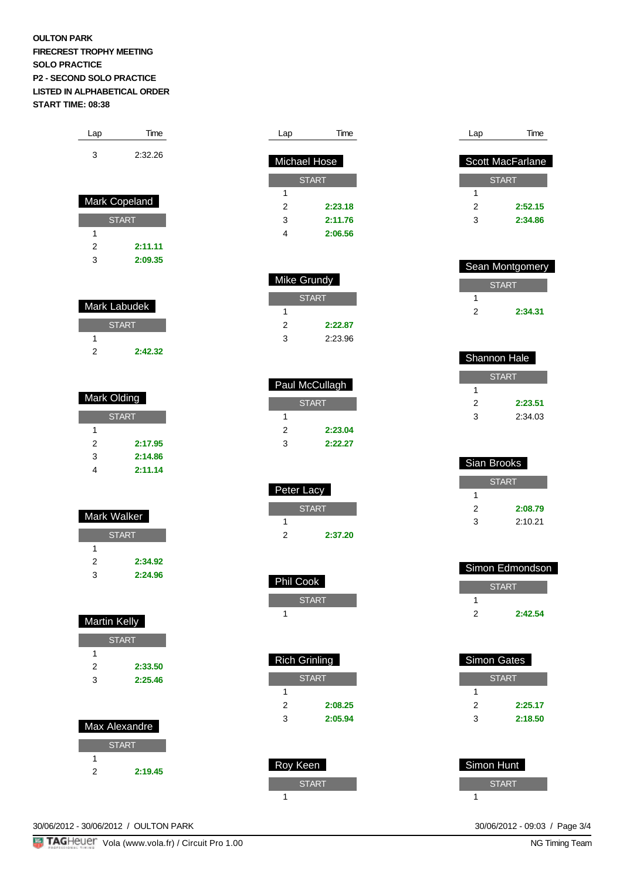**OULTON PARK**
**FIRECREST TROPHY MEETING**
**SOLO PRACTICE**
**P2 - SECOND SOLO PRACTICE**
**LISTED IN ALPHABETICAL ORDER**
**START TIME: 08:38**

| Lap | Time |
|---|---|
| 3 | 2:32.26 |

### Mark Copeland

| Lap | Time |
|---|---|
| START | |
| 1 | |
| 2 | **2:11.11** |
| 3 | **2:09.35** |

### Mark Labudek

| Lap | Time |
|---|---|
| START | |
| 1 | |
| 2 | **2:42.32** |

### Mark Olding

| Lap | Time |
|---|---|
| START | |
| 1 | |
| 2 | **2:17.95** |
| 3 | **2:14.86** |
| 4 | **2:11.14** |

### Mark Walker

| Lap | Time |
|---|---|
| START | |
| 1 | |
| 2 | **2:34.92** |
| 3 | **2:24.96** |

### Martin Kelly

| Lap | Time |
|---|---|
| START | |
| 1 | |
| 2 | **2:33.50** |
| 3 | **2:25.46** |

### Max Alexandre

| Lap | Time |
|---|---|
| START | |
| 1 | |
| 2 | **2:19.45** |

### Michael Hose

| Lap | Time |
|---|---|
| START | |
| 1 | |
| 2 | **2:23.18** |
| 3 | **2:11.76** |
| 4 | **2:06.56** |

### Mike Grundy

| Lap | Time |
|---|---|
| START | |
| 1 | |
| 2 | **2:22.87** |
| 3 | 2:23.96 |

### Paul McCullagh

| Lap | Time |
|---|---|
| START | |
| 1 | |
| 2 | **2:23.04** |
| 3 | **2:22.27** |

### Peter Lacy

| Lap | Time |
|---|---|
| START | |
| 1 | |
| 2 | **2:37.20** |

### Phil Cook

| Lap | Time |
|---|---|
| START | |
| 1 | |

### Rich Grinling

| Lap | Time |
|---|---|
| START | |
| 1 | |
| 2 | **2:08.25** |
| 3 | **2:05.94** |

### Roy Keen

| Lap | Time |
|---|---|
| START | |
| 1 | |

### Scott MacFarlane

| Lap | Time |
|---|---|
| START | |
| 1 | |
| 2 | **2:52.15** |
| 3 | **2:34.86** |

### Sean Montgomery

| Lap | Time |
|---|---|
| START | |
| 1 | |
| 2 | **2:34.31** |

### Shannon Hale

| Lap | Time |
|---|---|
| START | |
| 1 | |
| 2 | **2:23.51** |
| 3 | 2:34.03 |

### Sian Brooks

| Lap | Time |
|---|---|
| START | |
| 1 | |
| 2 | **2:08.79** |
| 3 | 2:10.21 |

### Simon Edmondson

| Lap | Time |
|---|---|
| START | |
| 1 | |
| 2 | **2:42.54** |

### Simon Gates

| Lap | Time |
|---|---|
| START | |
| 1 | |
| 2 | **2:25.17** |
| 3 | **2:18.50** |

### Simon Hunt

| Lap | Time |
|---|---|
| START | |
| 1 | |

30/06/2012 - 30/06/2012 / OULTON PARK

30/06/2012 - 09:03

Vola (www.vola.fr) / Circuit Pro 1.00

NG Timing Team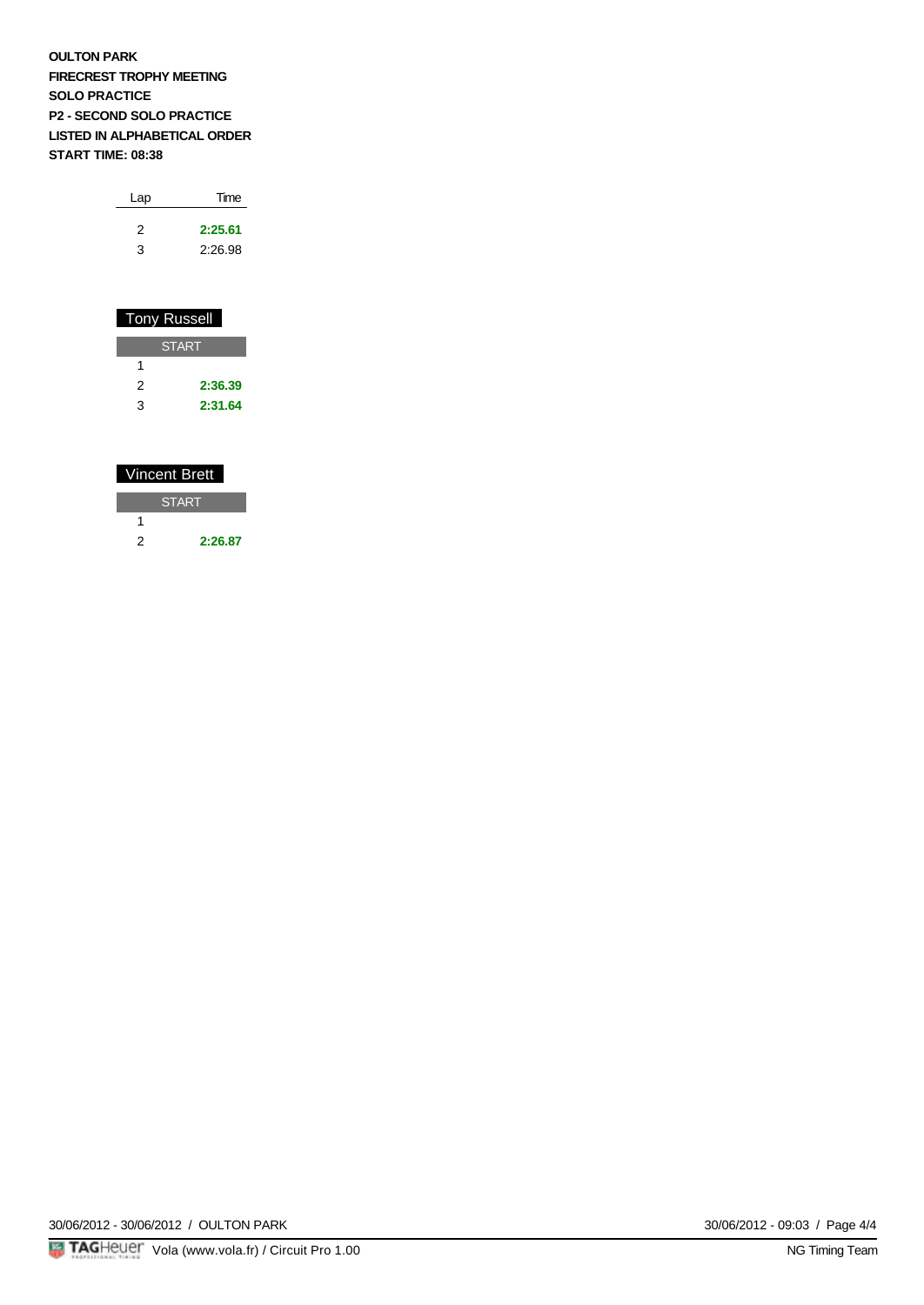**OULTON PARK**
**FIRECREST TROPHY MEETING**
**SOLO PRACTICE**
**P2 - SECOND SOLO PRACTICE**
**LISTED IN ALPHABETICAL ORDER**
**START TIME: 08:38**

| Lap | Time |
|---|---|
| 2 | **2:25.61** |
| 3 | 2:26.98 |

### Tony Russell

| Lap | Time |
|---|---|
| START | |
| 1 | |
| 2 | **2:36.39** |
| 3 | **2:31.64** |

### Vincent Brett

| Lap | Time |
|---|---|
| START | |
| 1 | |
| 2 | **2:26.87** |

30/06/2012 - 30/06/2012 / OULTON PARK

30/06/2012 - 09:03

Vola (www.vola.fr) / Circuit Pro 1.00

NG Timing Team